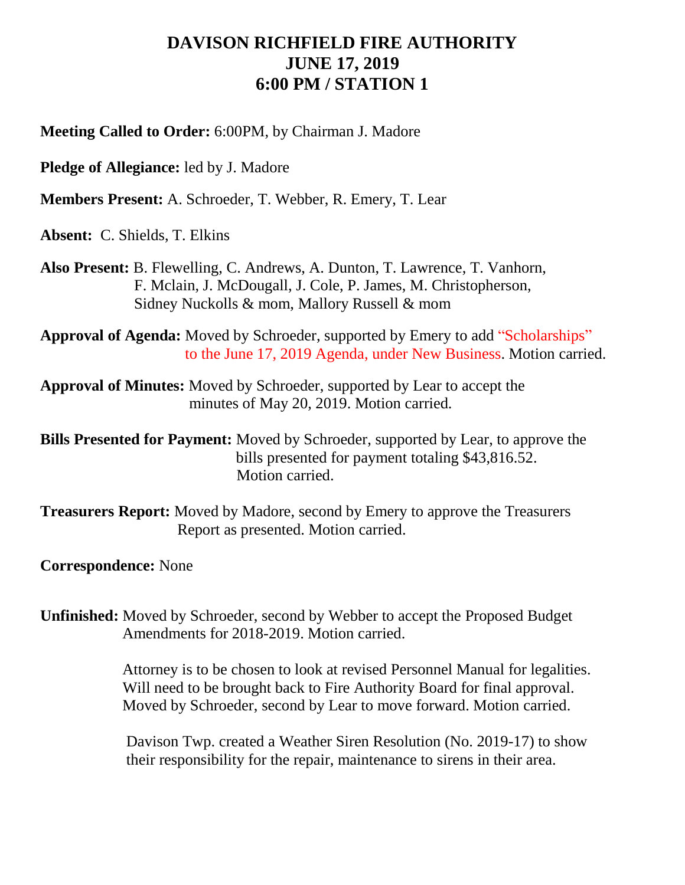# DAVISON RICHFIELD FIRE AUTHORITY
# JUNE 17, 2019
# 6:00 PM / STATION 1

**Meeting Called to Order:** 6:00PM, by Chairman J. Madore

**Pledge of Allegiance:** led by J. Madore

**Members Present:** A. Schroeder, T. Webber, R. Emery, T. Lear

**Absent:** C. Shields, T. Elkins

**Also Present:** B. Flewelling, C. Andrews, A. Dunton, T. Lawrence, T. Vanhorn, F. Mclain, J. McDougall, J. Cole, P. James, M. Christopherson, Sidney Nuckolls & mom, Mallory Russell & mom

**Approval of Agenda:** Moved by Schroeder, supported by Emery to add "Scholarships" to the June 17, 2019 Agenda, under New Business. Motion carried.

**Approval of Minutes:** Moved by Schroeder, supported by Lear to accept the minutes of May 20, 2019. Motion carried.

**Bills Presented for Payment:** Moved by Schroeder, supported by Lear, to approve the bills presented for payment totaling $43,816.52. Motion carried.

**Treasurers Report:** Moved by Madore, second by Emery to approve the Treasurers Report as presented. Motion carried.

**Correspondence:** None

**Unfinished:** Moved by Schroeder, second by Webber to accept the Proposed Budget Amendments for 2018-2019. Motion carried.

Attorney is to be chosen to look at revised Personnel Manual for legalities. Will need to be brought back to Fire Authority Board for final approval. Moved by Schroeder, second by Lear to move forward. Motion carried.

Davison Twp. created a Weather Siren Resolution (No. 2019-17) to show their responsibility for the repair, maintenance to sirens in their area.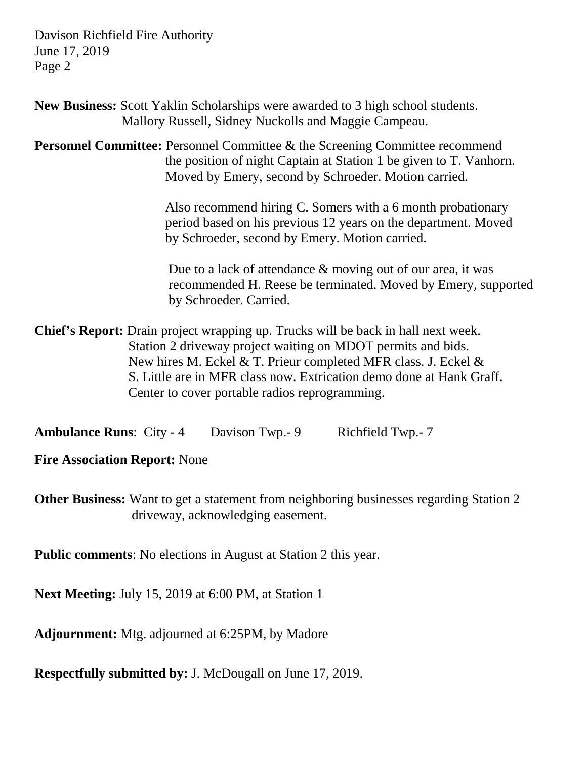**New Business:** Scott Yaklin Scholarships were awarded to 3 high school students. Mallory Russell, Sidney Nuckolls and Maggie Campeau.

**Personnel Committee:** Personnel Committee & the Screening Committee recommend the position of night Captain at Station 1 be given to T. Vanhorn. Moved by Emery, second by Schroeder. Motion carried.

Also recommend hiring C. Somers with a 6 month probationary period based on his previous 12 years on the department. Moved by Schroeder, second by Emery. Motion carried.

Due to a lack of attendance & moving out of our area, it was recommended H. Reese be terminated. Moved by Emery, supported by Schroeder. Carried.

**Chief's Report:** Drain project wrapping up. Trucks will be back in hall next week. Station 2 driveway project waiting on MDOT permits and bids. New hires M. Eckel & T. Prieur completed MFR class. J. Eckel & S. Little are in MFR class now. Extrication demo done at Hank Graff. Center to cover portable radios reprogramming.

**Ambulance Runs**: City - 4 Davison Twp.- 9 Richfield Twp.- 7

**Fire Association Report:** None

**Other Business:** Want to get a statement from neighboring businesses regarding Station 2 driveway, acknowledging easement.

**Public comments**: No elections in August at Station 2 this year.

**Next Meeting:** July 15, 2019 at 6:00 PM, at Station 1

**Adjournment:** Mtg. adjourned at 6:25PM, by Madore

**Respectfully submitted by:** J. McDougall on June 17, 2019.